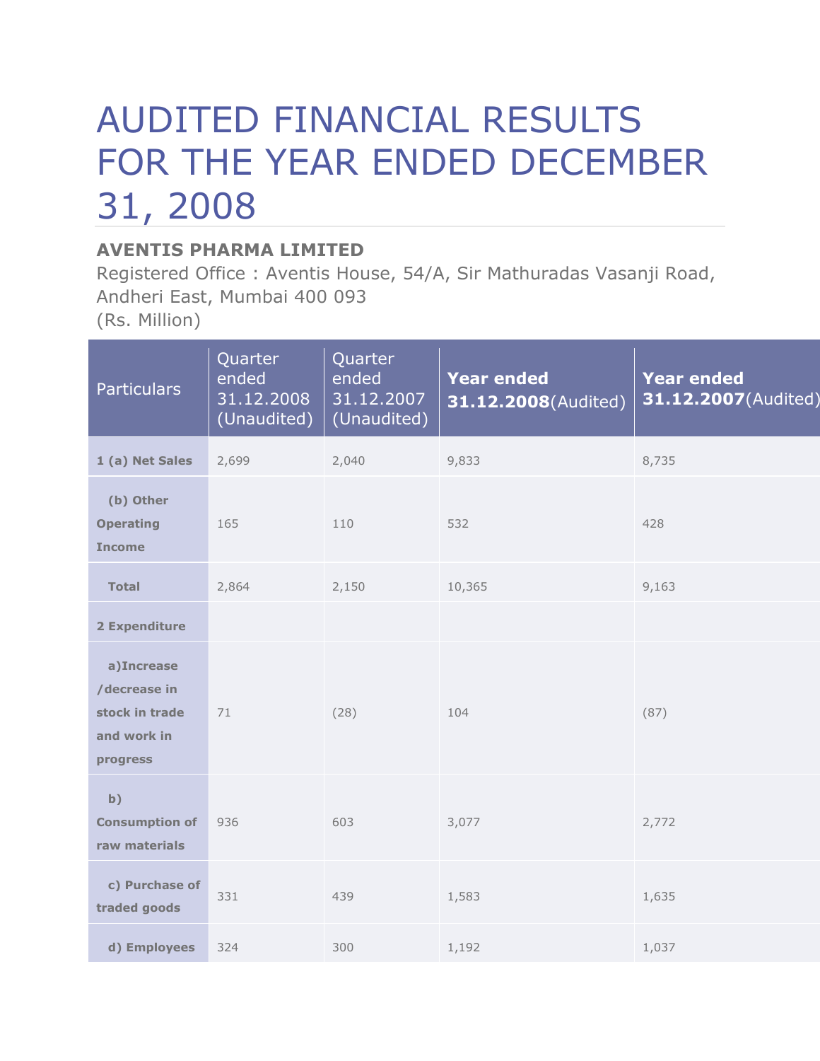# AUDITED FINANCIAL RESULTS FOR THE YEAR ENDED DECEMBER 31, 2008

**AVENTIS PHARMA LIMITED**

Registered Office : Aventis House, 54/A, Sir Mathuradas Vasanji Road, Andheri East, Mumbai 400 093

(Rs. Million)

| Particulars | Quarter ended 31.12.2008 (Unaudited) | Quarter ended 31.12.2007 (Unaudited) | **Year ended 31.12.2008**(Audited) | **Year ended 31.12.2007**(Audited) |
|---|---|---|---|---|
| **1 (a) Net Sales** | 2,699 | 2,040 | 9,833 | 8,735 |
| **(b) Other Operating Income** | 165 | 110 | 532 | 428 |
| **Total** | 2,864 | 2,150 | 10,365 | 9,163 |
| **2 Expenditure** | | | | |
| **a)Increase /decrease in stock in trade and work in progress** | 71 | (28) | 104 | (87) |
| **b) Consumption of raw materials** | 936 | 603 | 3,077 | 2,772 |
| **c) Purchase of traded goods** | 331 | 439 | 1,583 | 1,635 |
| **d) Employees** | 324 | 300 | 1,192 | 1,037 |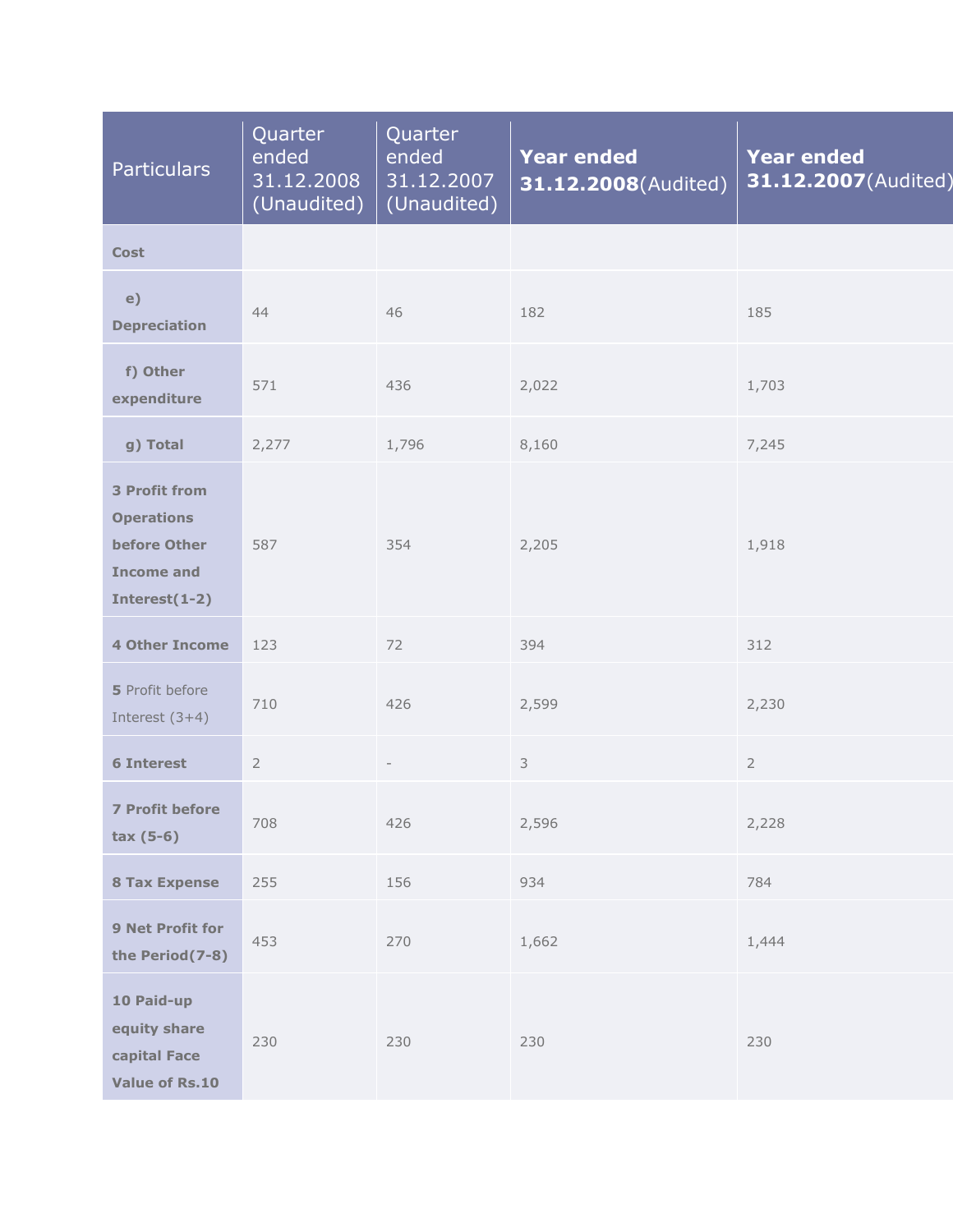| Particulars | Quarter ended 31.12.2008 (Unaudited) | Quarter ended 31.12.2007 (Unaudited) | **Year ended 31.12.2008**(Audited) | **Year ended 31.12.2007**(Audited) |
|---|---|---|---|---|
| **Cost** | | | | |
| **e) Depreciation** | 44 | 46 | 182 | 185 |
| **f) Other expenditure** | 571 | 436 | 2,022 | 1,703 |
| **g) Total** | 2,277 | 1,796 | 8,160 | 7,245 |
| **3 Profit from Operations before Other Income and Interest(1-2)** | 587 | 354 | 2,205 | 1,918 |
| **4 Other Income** | 123 | 72 | 394 | 312 |
| **5** Profit before Interest (3+4) | 710 | 426 | 2,599 | 2,230 |
| **6 Interest** | 2 | - | 3 | 2 |
| **7 Profit before tax (5-6)** | 708 | 426 | 2,596 | 2,228 |
| **8 Tax Expense** | 255 | 156 | 934 | 784 |
| **9 Net Profit for the Period(7-8)** | 453 | 270 | 1,662 | 1,444 |
| **10 Paid-up equity share capital Face Value of Rs.10** | 230 | 230 | 230 | 230 |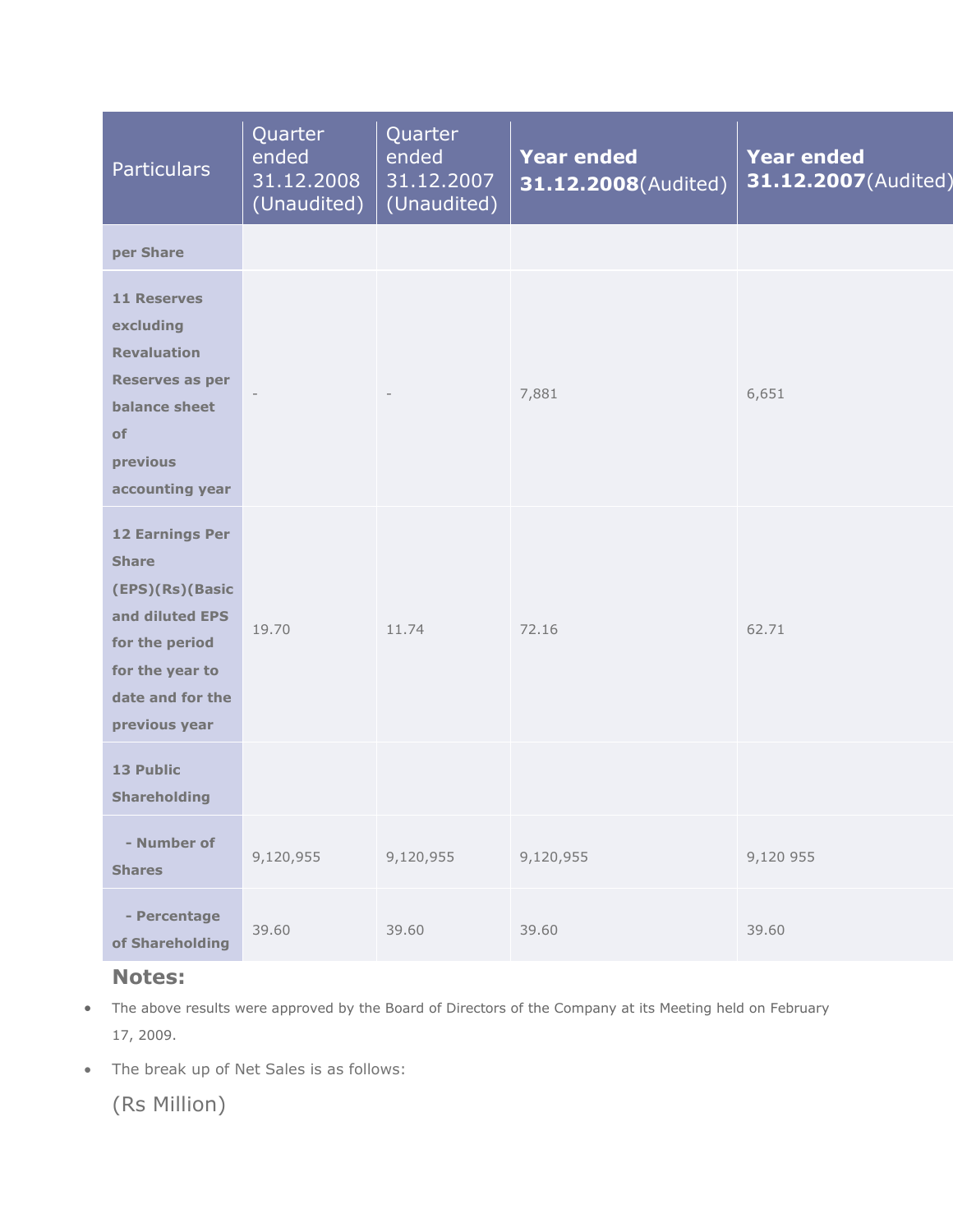| Particulars | Quarter ended 31.12.2008 (Unaudited) | Quarter ended 31.12.2007 (Unaudited) | **Year ended 31.12.2008**(Audited) | **Year ended 31.12.2007**(Audited) |
|---|---|---|---|---|
| **per Share** | | | | |
| **11 Reserves excluding Revaluation Reserves as per balance sheet of previous accounting year** | - | - | 7,881 | 6,651 |
| **12 Earnings Per Share (EPS)(Rs)(Basic and diluted EPS for the period for the year to date and for the previous year** | 19.70 | 11.74 | 72.16 | 62.71 |
| **13 Public Shareholding** | | | | |
| **- Number of Shares** | 9,120,955 | 9,120,955 | 9,120,955 | 9,120 955 |
| **- Percentage of Shareholding** | 39.60 | 39.60 | 39.60 | 39.60 |

## Notes:

- The above results were approved by the Board of Directors of the Company at its Meeting held on February 17, 2009.
- The break up of Net Sales is as follows:

(Rs Million)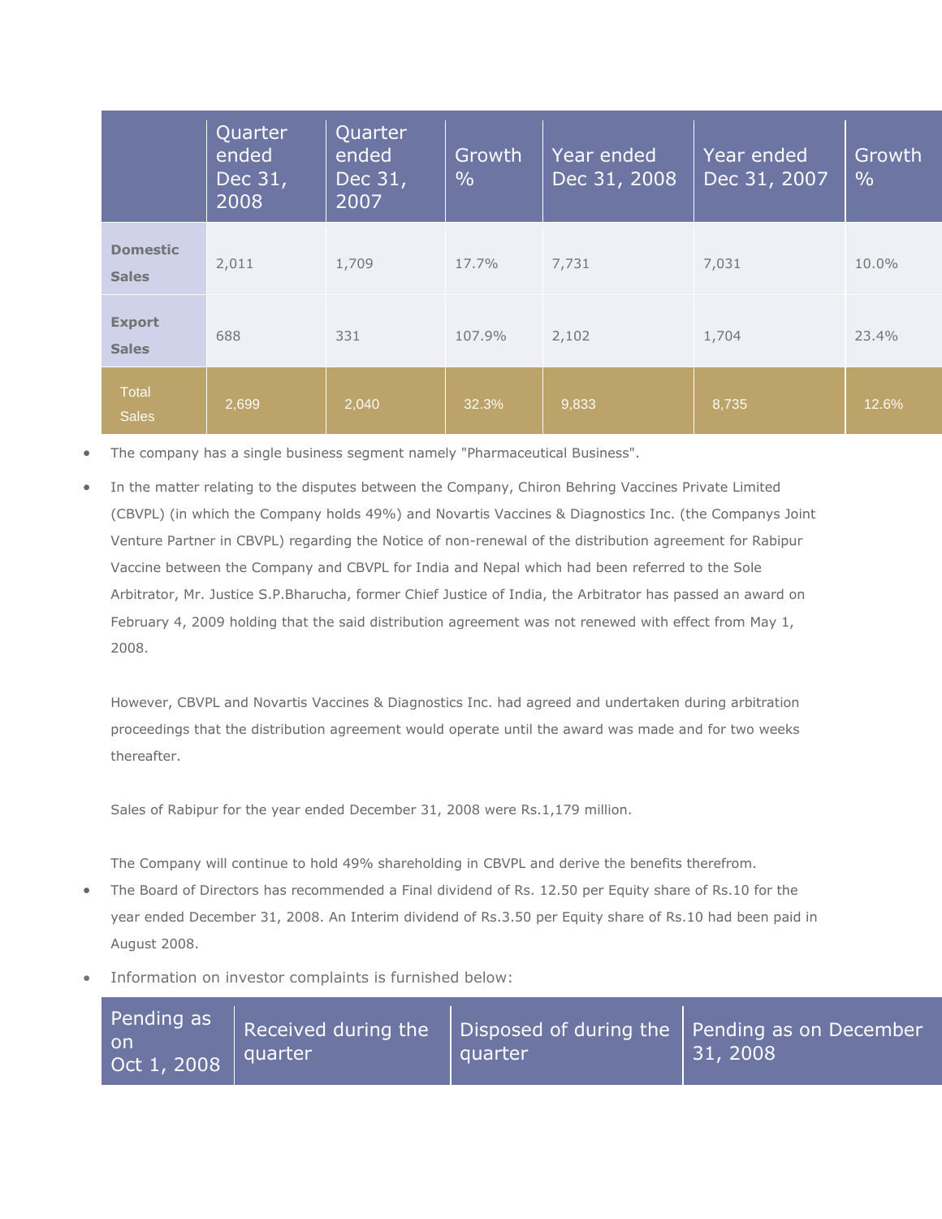| | Quarter ended Dec 31, 2008 | Quarter ended Dec 31, 2007 | Growth % | Year ended Dec 31, 2008 | Year ended Dec 31, 2007 | Growth % |
|---|---|---|---|---|---|---|
| **Domestic Sales** | 2,011 | 1,709 | 17.7% | 7,731 | 7,031 | 10.0% |
| **Export Sales** | 688 | 331 | 107.9% | 2,102 | 1,704 | 23.4% |
| Total Sales | 2,699 | 2,040 | 32.3% | 9,833 | 8,735 | 12.6% |

- The company has a single business segment namely "Pharmaceutical Business".
- In the matter relating to the disputes between the Company, Chiron Behring Vaccines Private Limited (CBVPL) (in which the Company holds 49%) and Novartis Vaccines & Diagnostics Inc. (the Companys Joint Venture Partner in CBVPL) regarding the Notice of non-renewal of the distribution agreement for Rabipur Vaccine between the Company and CBVPL for India and Nepal which had been referred to the Sole Arbitrator, Mr. Justice S.P.Bharucha, former Chief Justice of India, the Arbitrator has passed an award on February 4, 2009 holding that the said distribution agreement was not renewed with effect from May 1, 2008.

  However, CBVPL and Novartis Vaccines & Diagnostics Inc. had agreed and undertaken during arbitration proceedings that the distribution agreement would operate until the award was made and for two weeks thereafter.

  Sales of Rabipur for the year ended December 31, 2008 were Rs.1,179 million.

  The Company will continue to hold 49% shareholding in CBVPL and derive the benefits therefrom.
- The Board of Directors has recommended a Final dividend of Rs. 12.50 per Equity share of Rs.10 for the year ended December 31, 2008. An Interim dividend of Rs.3.50 per Equity share of Rs.10 had been paid in August 2008.
- Information on investor complaints is furnished below:

| Pending as on Oct 1, 2008 | Received during the quarter | Disposed of during the quarter | Pending as on December 31, 2008 |
|---|---|---|---|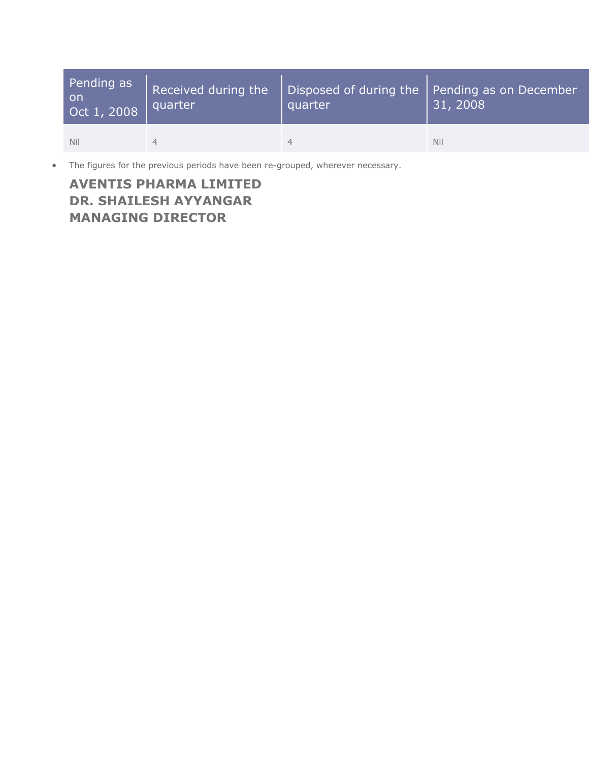| Pending as on Oct 1, 2008 | Received during the quarter | Disposed of during the quarter | Pending as on December 31, 2008 |
|---|---|---|---|
| Nil | 4 | 4 | Nil |

- The figures for the previous periods have been re-grouped, wherever necessary.

**AVENTIS PHARMA LIMITED**
**DR. SHAILESH AYYANGAR**
**MANAGING DIRECTOR**